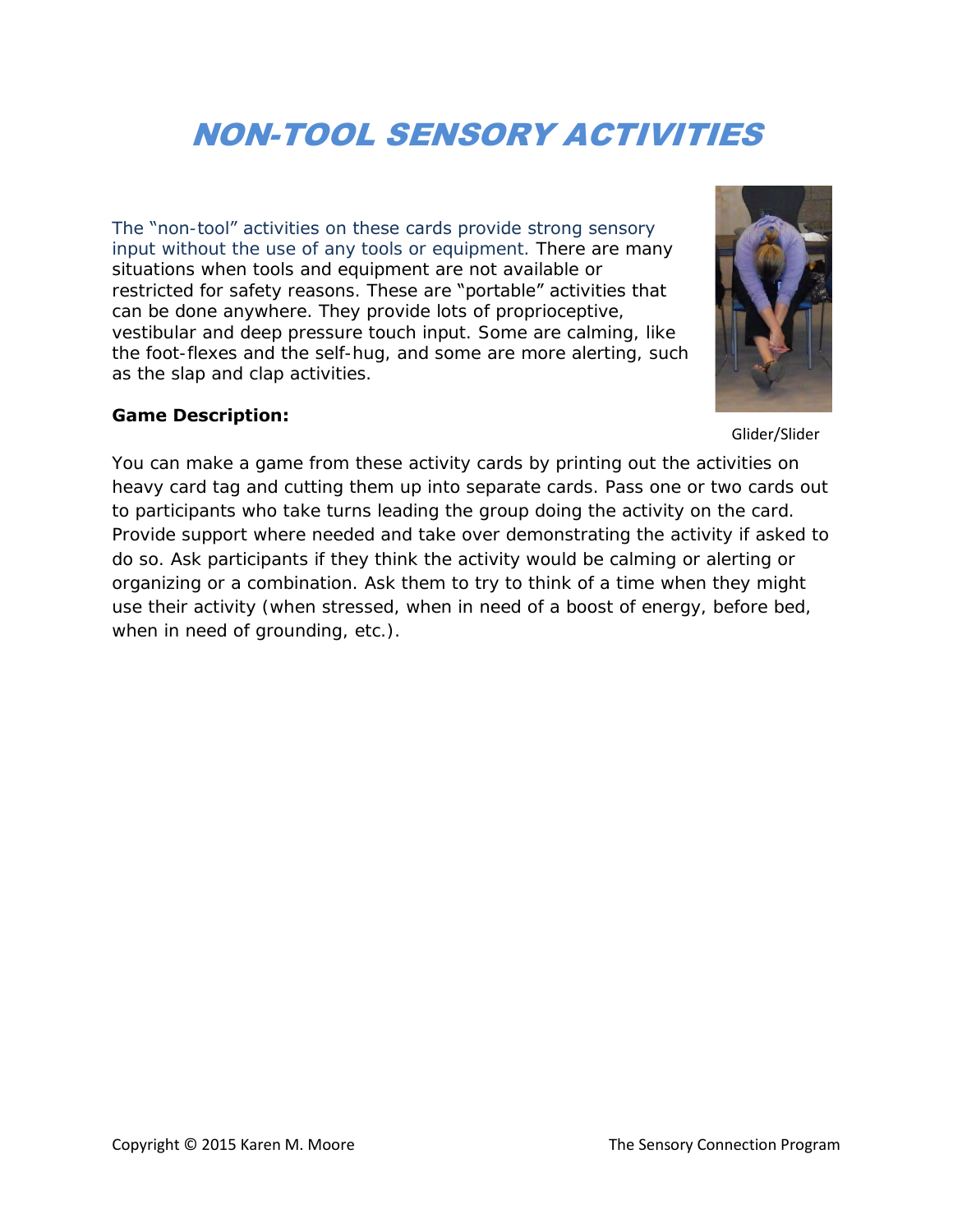# NON-TOOL SENSORY ACTIVITIES

The "non-tool" activities on these cards provide strong sensory input without the use of any tools or equipment. There are many situations when tools and equipment are not available or restricted for safety reasons. These are "portable" activities that can be done anywhere. They provide lots of proprioceptive, vestibular and deep pressure touch input. Some are calming, like the foot-flexes and the self-hug, and some are more alerting, such as the slap and clap activities.

Glider/Slider

**Game Description:**

You can make a game from these activity cards by printing out the activities on heavy card tag and cutting them up into separate cards. Pass one or two cards out to participants who take turns leading the group doing the activity on the card. Provide support where needed and take over demonstrating the activity if asked to do so. Ask participants if they think the activity would be calming or alerting or organizing or a combination. Ask them to try to think of a time when they might use their activity (when stressed, when in need of a boost of energy, before bed, when in need of grounding, etc.).

Copyright © 2015 Karen M. Moore The Sensory Connection Program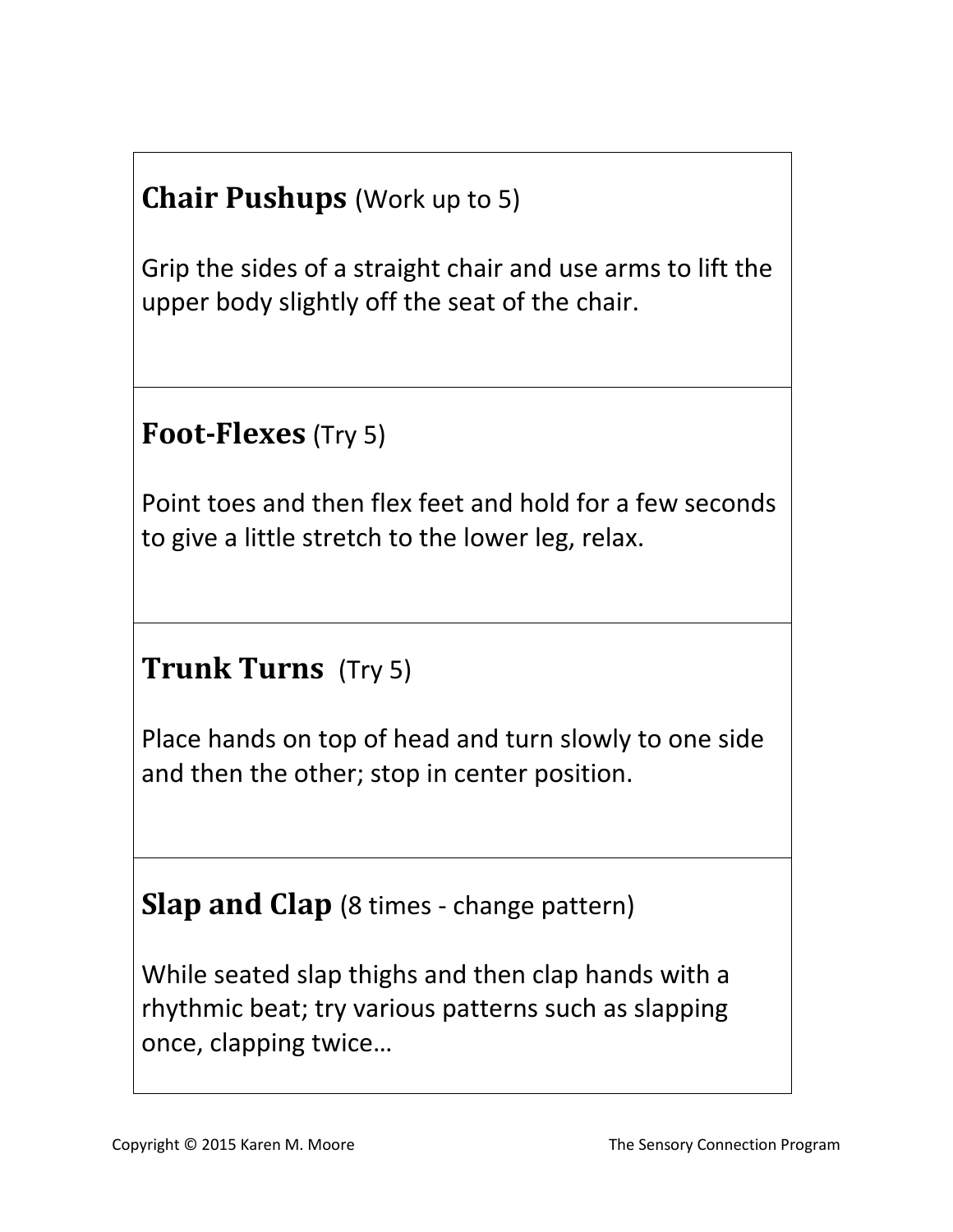**Chair Pushups** (Work up to 5)

Grip the sides of a straight chair and use arms to lift the upper body slightly off the seat of the chair.

**Foot-Flexes** (Try 5)

Point toes and then flex feet and hold for a few seconds to give a little stretch to the lower leg, relax.

**Trunk Turns** (Try 5)

Place hands on top of head and turn slowly to one side and then the other; stop in center position.

**Slap and Clap** (8 times - change pattern)

While seated slap thighs and then clap hands with a rhythmic beat; try various patterns such as slapping once, clapping twice…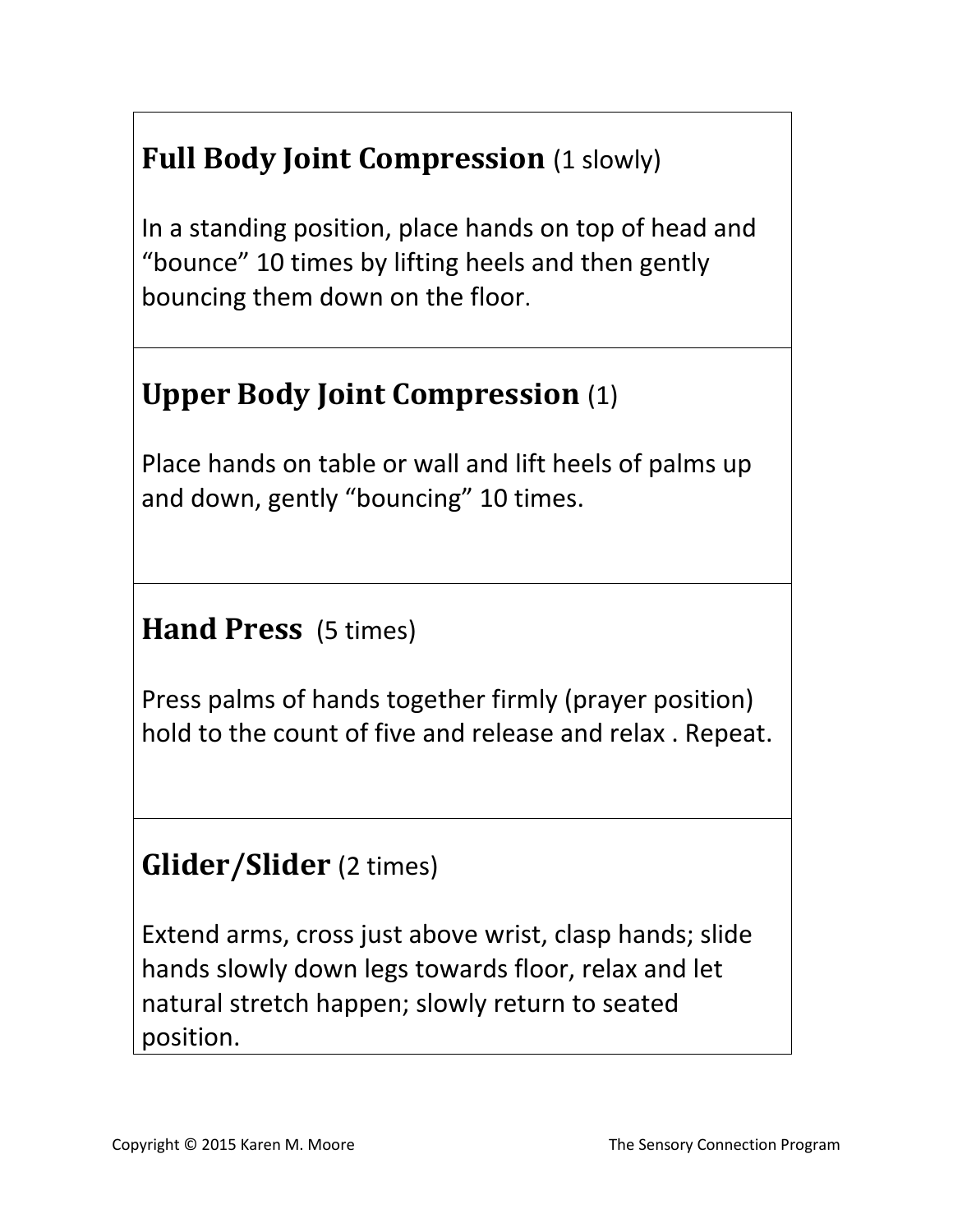## **Full Body Joint Compression** (1 slowly)

In a standing position, place hands on top of head and "bounce" 10 times by lifting heels and then gently bouncing them down on the floor.

## **Upper Body Joint Compression** (1)

Place hands on table or wall and lift heels of palms up and down, gently "bouncing" 10 times.

## **Hand Press** (5 times)

Press palms of hands together firmly (prayer position) hold to the count of five and release and relax . Repeat.

## **Glider/Slider** (2 times)

Extend arms, cross just above wrist, clasp hands; slide hands slowly down legs towards floor, relax and let natural stretch happen; slowly return to seated position.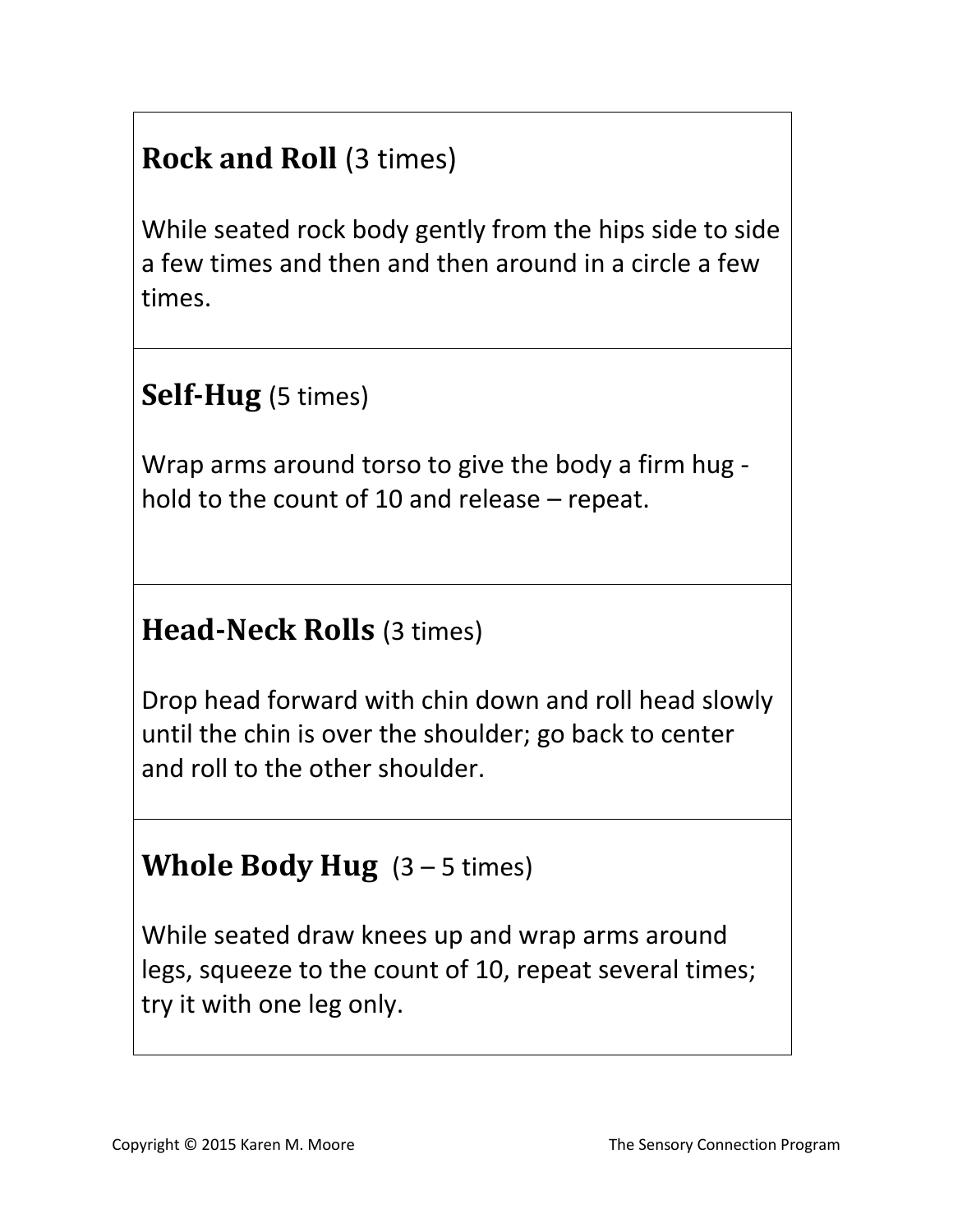**Rock and Roll** (3 times)

While seated rock body gently from the hips side to side a few times and then and then around in a circle a few times.

**Self-Hug** (5 times)

Wrap arms around torso to give the body a firm hug - hold to the count of 10 and release – repeat.

**Head-Neck Rolls** (3 times)

Drop head forward with chin down and roll head slowly until the chin is over the shoulder; go back to center and roll to the other shoulder.

**Whole Body Hug** (3 – 5 times)

While seated draw knees up and wrap arms around legs, squeeze to the count of 10, repeat several times; try it with one leg only.

Copyright © 2015 Karen M. Moore | The Sensory Connection Program